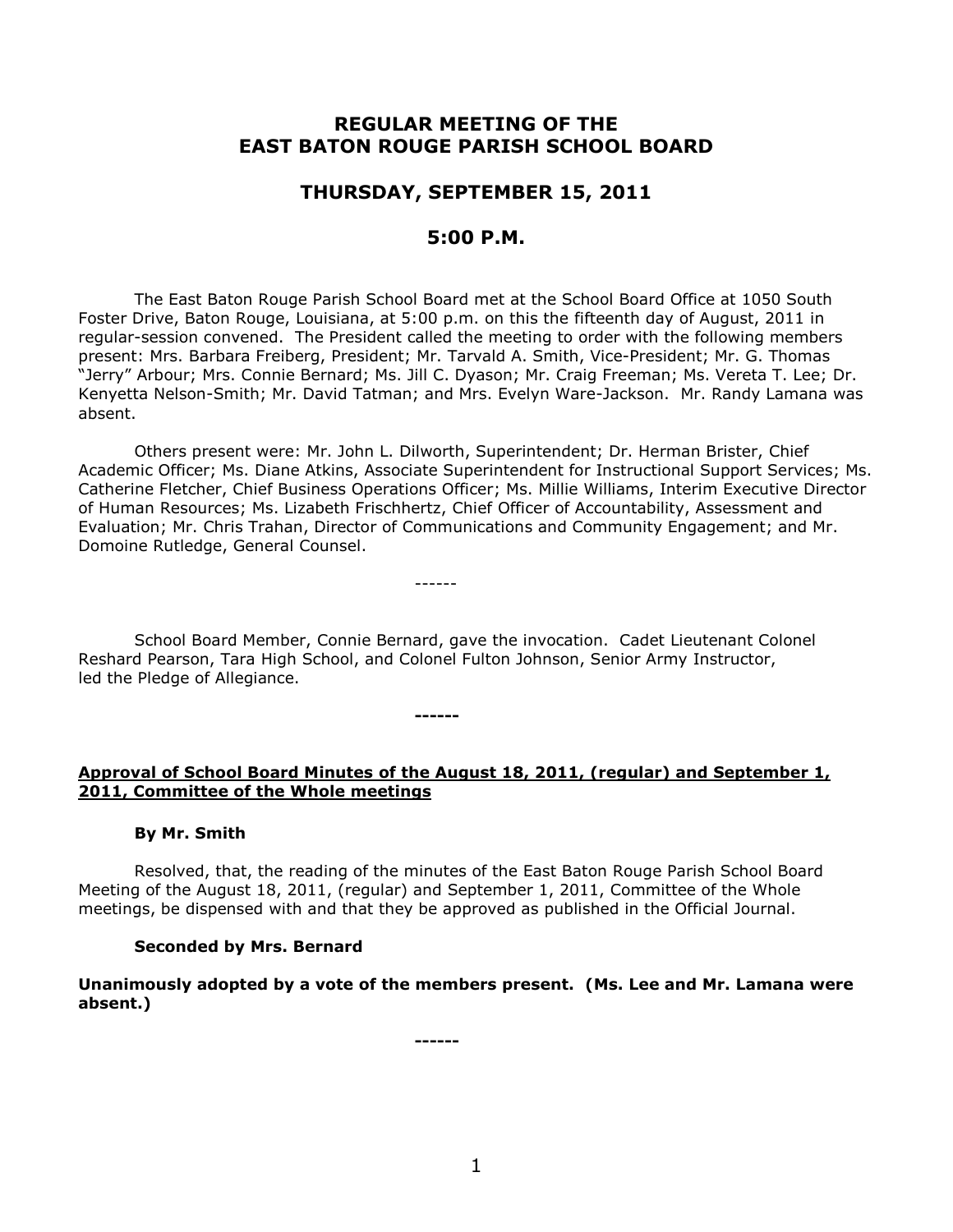# REGULAR MEETING OF THE EAST BATON ROUGE PARISH SCHOOL BOARD

## THURSDAY, SEPTEMBER 15, 2011

## 5:00 P.M.

The East Baton Rouge Parish School Board met at the School Board Office at 1050 South Foster Drive, Baton Rouge, Louisiana, at 5:00 p.m. on this the fifteenth day of August, 2011 in regular-session convened. The President called the meeting to order with the following members present: Mrs. Barbara Freiberg, President; Mr. Tarvald A. Smith, Vice-President; Mr. G. Thomas "Jerry" Arbour; Mrs. Connie Bernard; Ms. Jill C. Dyason; Mr. Craig Freeman; Ms. Vereta T. Lee; Dr. Kenyetta Nelson-Smith; Mr. David Tatman; and Mrs. Evelyn Ware-Jackson. Mr. Randy Lamana was absent.

Others present were: Mr. John L. Dilworth, Superintendent; Dr. Herman Brister, Chief Academic Officer; Ms. Diane Atkins, Associate Superintendent for Instructional Support Services; Ms. Catherine Fletcher, Chief Business Operations Officer; Ms. Millie Williams, Interim Executive Director of Human Resources; Ms. Lizabeth Frischhertz, Chief Officer of Accountability, Assessment and Evaluation; Mr. Chris Trahan, Director of Communications and Community Engagement; and Mr. Domoine Rutledge, General Counsel.

------

School Board Member, Connie Bernard, gave the invocation. Cadet Lieutenant Colonel Reshard Pearson, Tara High School, and Colonel Fulton Johnson, Senior Army Instructor, led the Pledge of Allegiance.

------

**Approval of School Board Minutes of the August 18, 2011, (regular) and September 1, 2011, Committee of the Whole meetings**

**By Mr. Smith**

Resolved, that, the reading of the minutes of the East Baton Rouge Parish School Board Meeting of the August 18, 2011, (regular) and September 1, 2011, Committee of the Whole meetings, be dispensed with and that they be approved as published in the Official Journal.

**Seconded by Mrs. Bernard**

**Unanimously adopted by a vote of the members present. (Ms. Lee and Mr. Lamana were absent.)**

------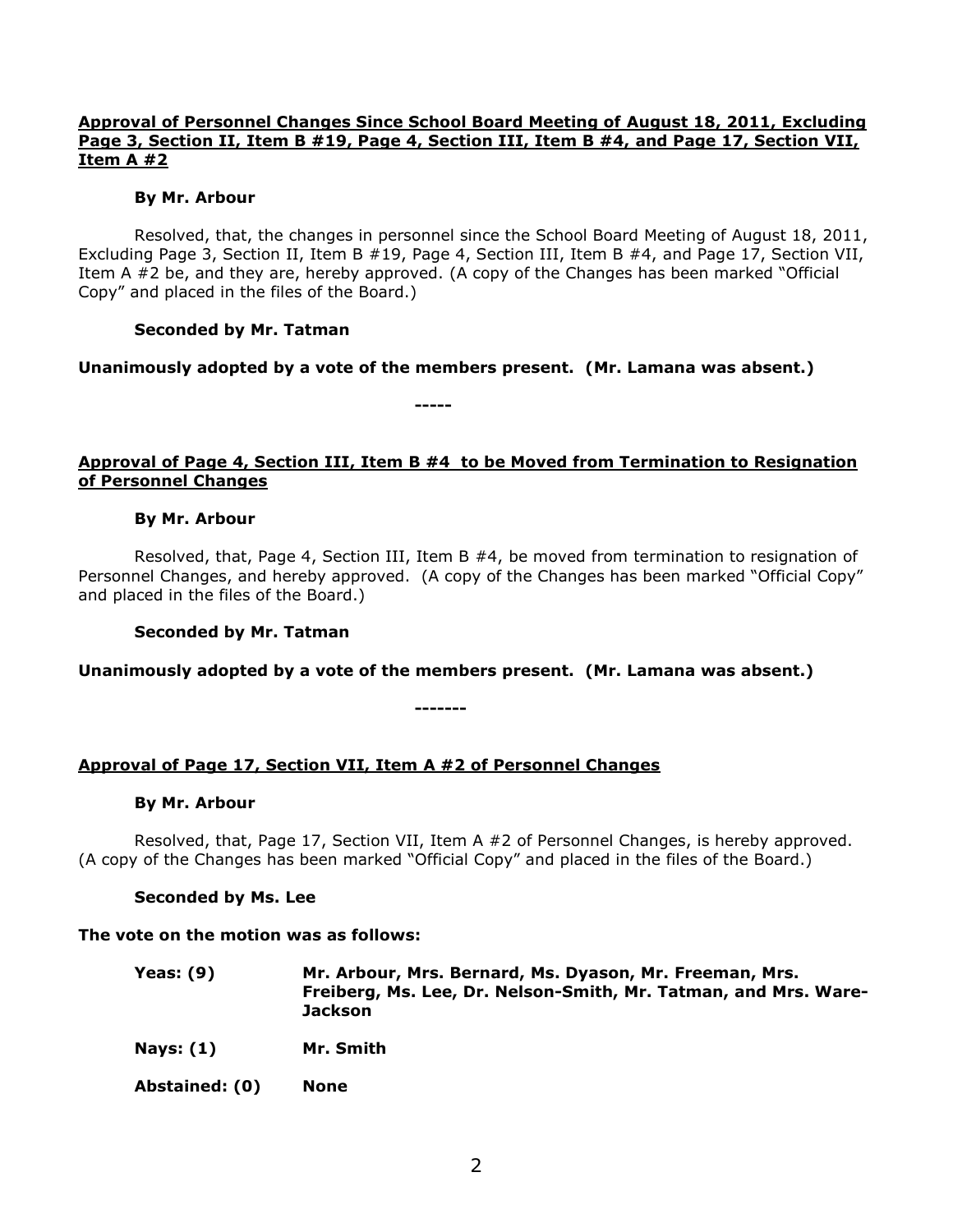**<u>Approval of Personnel Changes Since School Board Meeting of August 18, 2011, Excluding Page 3, Section II, Item B #19, Page 4, Section III, Item B #4, and Page 17, Section VII, Item A #2</u>**

**By Mr. Arbour**

Resolved, that, the changes in personnel since the School Board Meeting of August 18, 2011, Excluding Page 3, Section II, Item B #19, Page 4, Section III, Item B #4, and Page 17, Section VII, Item A #2 be, and they are, hereby approved. (A copy of the Changes has been marked "Official Copy" and placed in the files of the Board.)

**Seconded by Mr. Tatman**

**Unanimously adopted by a vote of the members present. (Mr. Lamana was absent.)**

**-----**

**<u>Approval of Page 4, Section III, Item B #4 to be Moved from Termination to Resignation of Personnel Changes</u>**

**By Mr. Arbour**

Resolved, that, Page 4, Section III, Item B #4, be moved from termination to resignation of Personnel Changes, and hereby approved. (A copy of the Changes has been marked "Official Copy" and placed in the files of the Board.)

**Seconded by Mr. Tatman**

**Unanimously adopted by a vote of the members present. (Mr. Lamana was absent.)**

**-------**

**<u>Approval of Page 17, Section VII, Item A #2 of Personnel Changes</u>**

**By Mr. Arbour**

Resolved, that, Page 17, Section VII, Item A #2 of Personnel Changes, is hereby approved. (A copy of the Changes has been marked "Official Copy" and placed in the files of the Board.)

**Seconded by Ms. Lee**

**The vote on the motion was as follows:**

**Yeas: (9)** **Mr. Arbour, Mrs. Bernard, Ms. Dyason, Mr. Freeman, Mrs. Freiberg, Ms. Lee, Dr. Nelson-Smith, Mr. Tatman, and Mrs. Ware-Jackson**

**Nays: (1)** **Mr. Smith**

**Abstained: (0)** **None**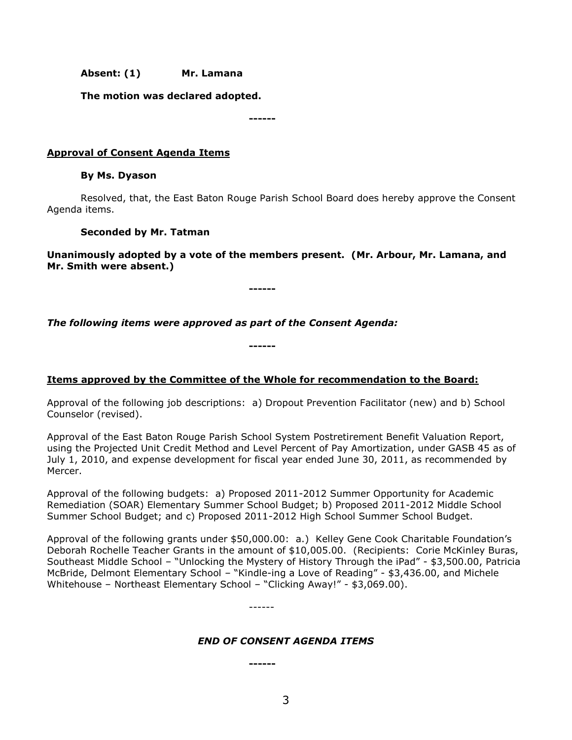**Absent: (1) Mr. Lamana**

**The motion was declared adopted.**

**------**

**Approval of Consent Agenda Items**

**By Ms. Dyason**

Resolved, that, the East Baton Rouge Parish School Board does hereby approve the Consent Agenda items.

**Seconded by Mr. Tatman**

**Unanimously adopted by a vote of the members present. (Mr. Arbour, Mr. Lamana, and Mr. Smith were absent.)**

**------**

***The following items were approved as part of the Consent Agenda:***

**------**

**Items approved by the Committee of the Whole for recommendation to the Board:**

Approval of the following job descriptions: a) Dropout Prevention Facilitator (new) and b) School Counselor (revised).

Approval of the East Baton Rouge Parish School System Postretirement Benefit Valuation Report, using the Projected Unit Credit Method and Level Percent of Pay Amortization, under GASB 45 as of July 1, 2010, and expense development for fiscal year ended June 30, 2011, as recommended by Mercer.

Approval of the following budgets: a) Proposed 2011-2012 Summer Opportunity for Academic Remediation (SOAR) Elementary Summer School Budget; b) Proposed 2011-2012 Middle School Summer School Budget; and c) Proposed 2011-2012 High School Summer School Budget.

Approval of the following grants under $50,000.00: a.) Kelley Gene Cook Charitable Foundation's Deborah Rochelle Teacher Grants in the amount of $10,005.00. (Recipients: Corie McKinley Buras, Southeast Middle School – "Unlocking the Mystery of History Through the iPad" - $3,500.00, Patricia McBride, Delmont Elementary School – "Kindle-ing a Love of Reading" - $3,436.00, and Michele Whitehouse – Northeast Elementary School – "Clicking Away!" - $3,069.00).

------

***END OF CONSENT AGENDA ITEMS***

**------**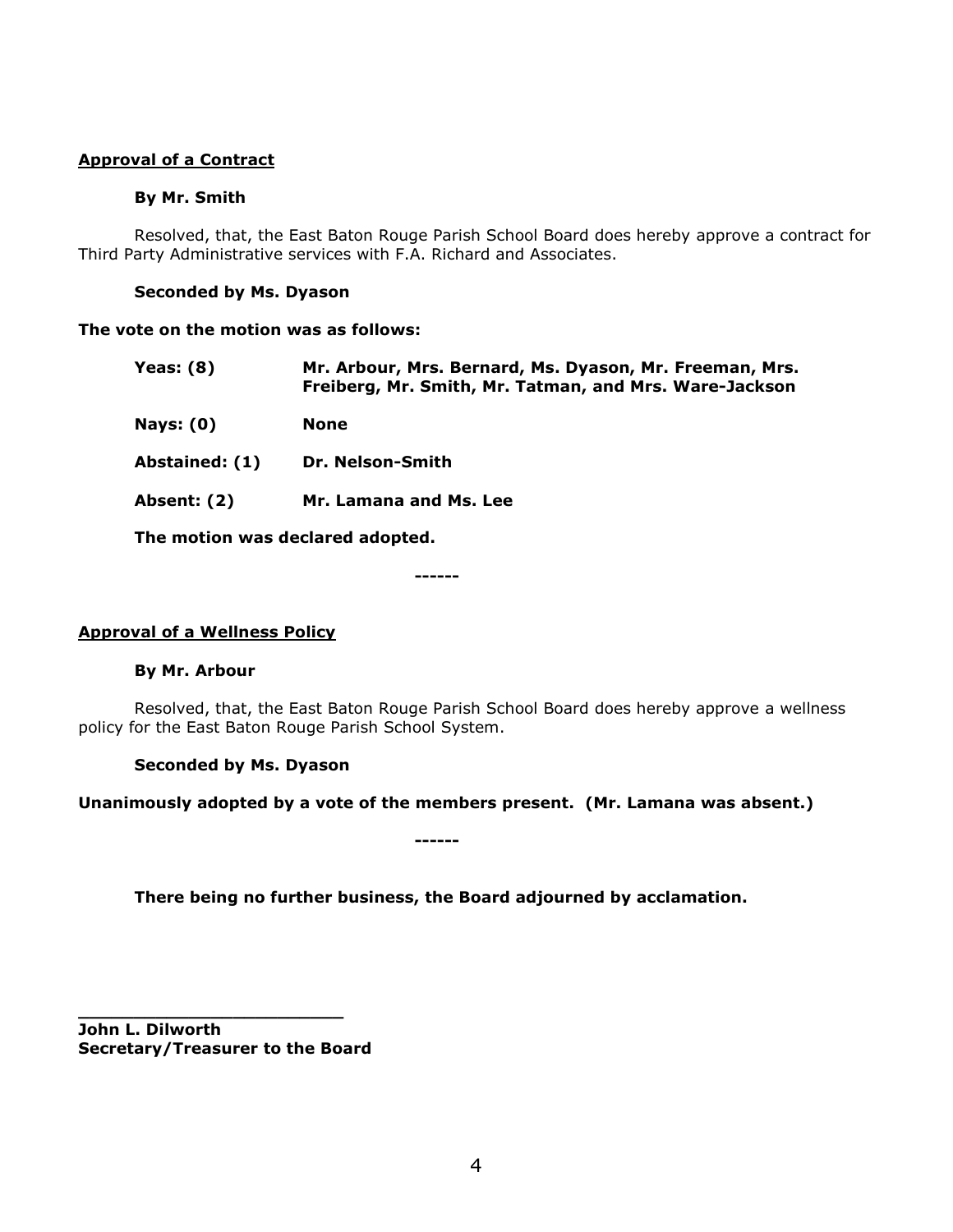**Approval of a Contract**

**By Mr. Smith**

Resolved, that, the East Baton Rouge Parish School Board does hereby approve a contract for Third Party Administrative services with F.A. Richard and Associates.

**Seconded by Ms. Dyason**

**The vote on the motion was as follows:**

| | |
|---|---|
| **Yeas: (8)** | **Mr. Arbour, Mrs. Bernard, Ms. Dyason, Mr. Freeman, Mrs. Freiberg, Mr. Smith, Mr. Tatman, and Mrs. Ware-Jackson** |
| **Nays: (0)** | **None** |
| **Abstained: (1)** | **Dr. Nelson-Smith** |
| **Absent: (2)** | **Mr. Lamana and Ms. Lee** |

**The motion was declared adopted.**

------

**Approval of a Wellness Policy**

**By Mr. Arbour**

Resolved, that, the East Baton Rouge Parish School Board does hereby approve a wellness policy for the East Baton Rouge Parish School System.

**Seconded by Ms. Dyason**

**Unanimously adopted by a vote of the members present. (Mr. Lamana was absent.)**

------

**There being no further business, the Board adjourned by acclamation.**

_________________________

**John L. Dilworth**
**Secretary/Treasurer to the Board**